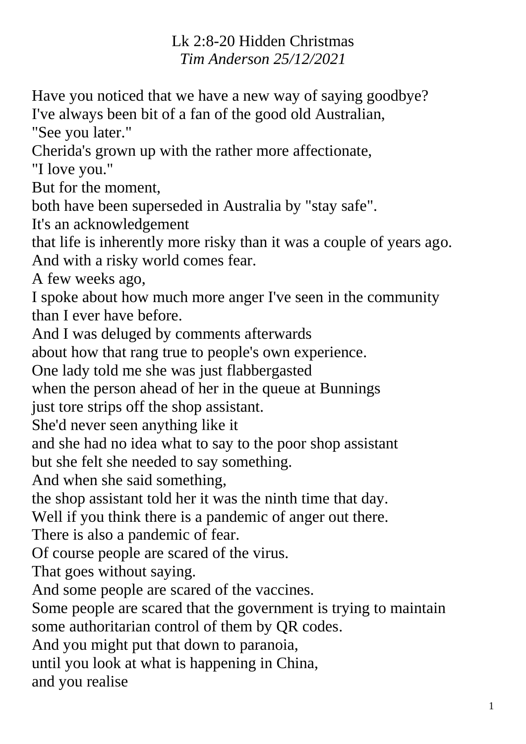Lk 2:8-20 Hidden Christmas
*Tim Anderson 25/12/2021*

Have you noticed that we have a new way of saying goodbye?
I've always been bit of a fan of the good old Australian,
"See you later."
Cherida's grown up with the rather more affectionate,
"I love you."
But for the moment,
both have been superseded in Australia by "stay safe".
It's an acknowledgement
that life is inherently more risky than it was a couple of years ago.
And with a risky world comes fear.
A few weeks ago,
I spoke about how much more anger I've seen in the community
than I ever have before.
And I was deluged by comments afterwards
about how that rang true to people's own experience.
One lady told me she was just flabbergasted
when the person ahead of her in the queue at Bunnings
just tore strips off the shop assistant.
She'd never seen anything like it
and she had no idea what to say to the poor shop assistant
but she felt she needed to say something.
And when she said something,
the shop assistant told her it was the ninth time that day.
Well if you think there is a pandemic of anger out there.
There is also a pandemic of fear.
Of course people are scared of the virus.
That goes without saying.
And some people are scared of the vaccines.
Some people are scared that the government is trying to maintain
some authoritarian control of them by QR codes.
And you might put that down to paranoia,
until you look at what is happening in China,
and you realise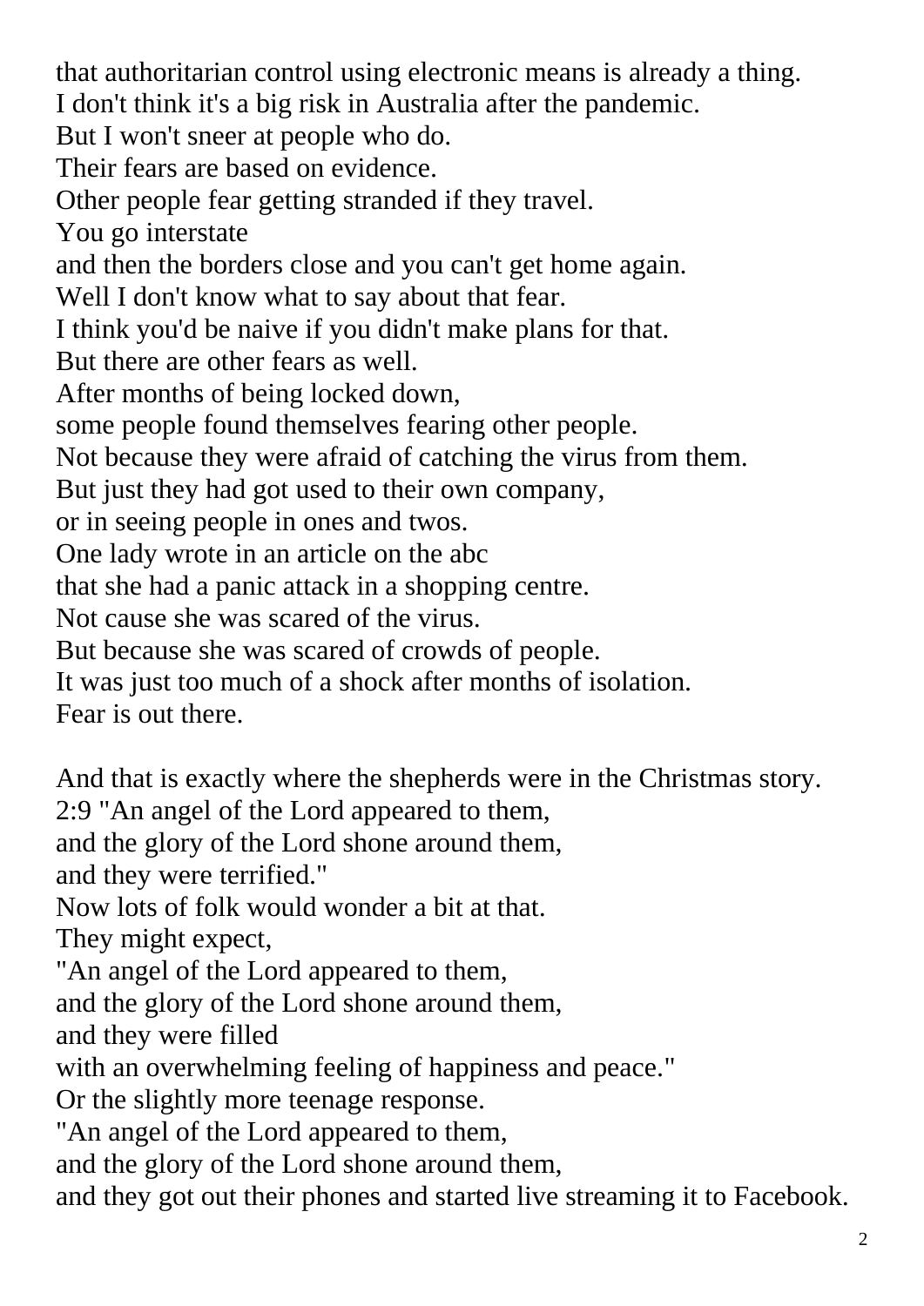that authoritarian control using electronic means is already a thing.
I don't think it's a big risk in Australia after the pandemic.
But I won't sneer at people who do.
Their fears are based on evidence.
Other people fear getting stranded if they travel.
You go interstate
and then the borders close and you can't get home again.
Well I don't know what to say about that fear.
I think you'd be naive if you didn't make plans for that.
But there are other fears as well.
After months of being locked down,
some people found themselves fearing other people.
Not because they were afraid of catching the virus from them.
But just they had got used to their own company,
or in seeing people in ones and twos.
One lady wrote in an article on the abc
that she had a panic attack in a shopping centre.
Not cause she was scared of the virus.
But because she was scared of crowds of people.
It was just too much of a shock after months of isolation.
Fear is out there.

And that is exactly where the shepherds were in the Christmas story.
2:9 "An angel of the Lord appeared to them,
and the glory of the Lord shone around them,
and they were terrified."
Now lots of folk would wonder a bit at that.
They might expect,
"An angel of the Lord appeared to them,
and the glory of the Lord shone around them,
and they were filled
with an overwhelming feeling of happiness and peace."
Or the slightly more teenage response.
"An angel of the Lord appeared to them,
and the glory of the Lord shone around them,
and they got out their phones and started live streaming it to Facebook.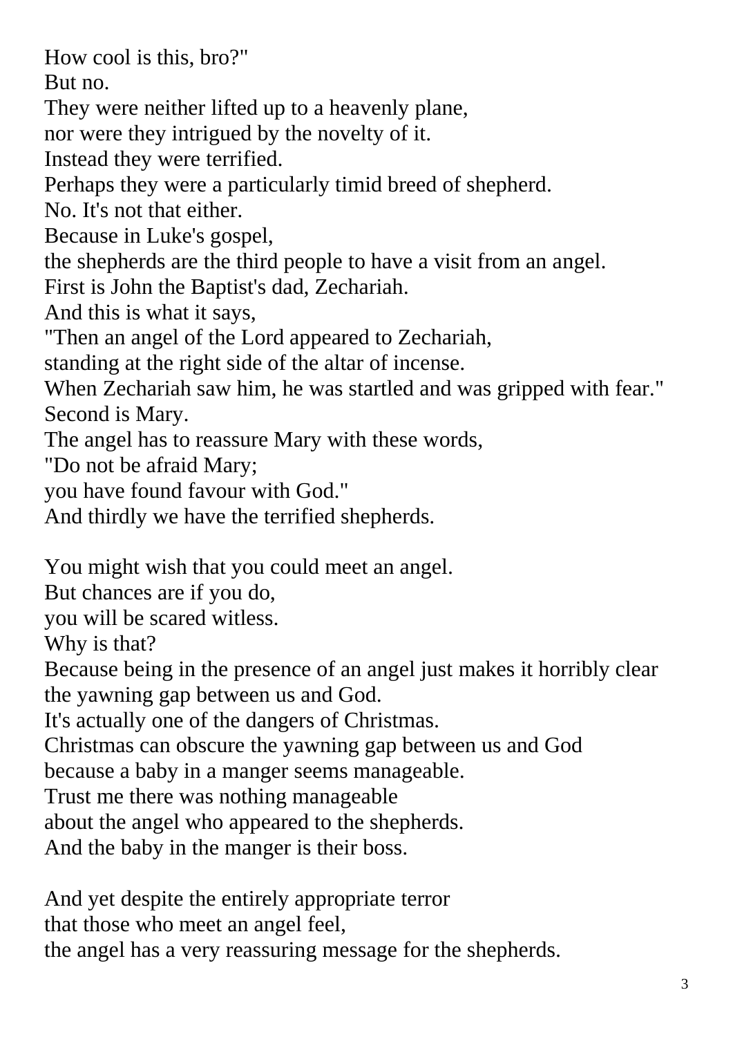How cool is this, bro?"
But no.
They were neither lifted up to a heavenly plane,
nor were they intrigued by the novelty of it.
Instead they were terrified.
Perhaps they were a particularly timid breed of shepherd.
No. It's not that either.
Because in Luke's gospel,
the shepherds are the third people to have a visit from an angel.
First is John the Baptist's dad, Zechariah.
And this is what it says,
"Then an angel of the Lord appeared to Zechariah,
standing at the right side of the altar of incense.
When Zechariah saw him, he was startled and was gripped with fear."
Second is Mary.
The angel has to reassure Mary with these words,
"Do not be afraid Mary;
you have found favour with God."
And thirdly we have the terrified shepherds.

You might wish that you could meet an angel.
But chances are if you do,
you will be scared witless.
Why is that?
Because being in the presence of an angel just makes it horribly clear
the yawning gap between us and God.
It's actually one of the dangers of Christmas.
Christmas can obscure the yawning gap between us and God
because a baby in a manger seems manageable.
Trust me there was nothing manageable
about the angel who appeared to the shepherds.
And the baby in the manger is their boss.

And yet despite the entirely appropriate terror
that those who meet an angel feel,
the angel has a very reassuring message for the shepherds.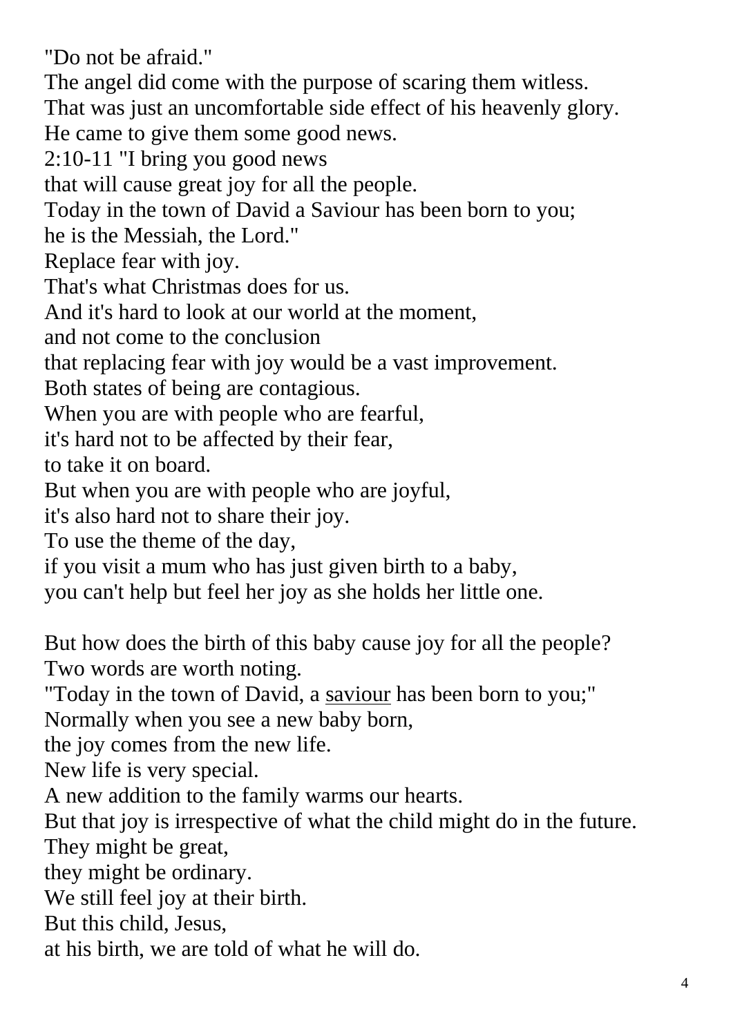"Do not be afraid."
The angel did come with the purpose of scaring them witless.
That was just an uncomfortable side effect of his heavenly glory.
He came to give them some good news.
2:10-11 "I bring you good news
that will cause great joy for all the people.
Today in the town of David a Saviour has been born to you;
he is the Messiah, the Lord."
Replace fear with joy.
That's what Christmas does for us.
And it's hard to look at our world at the moment,
and not come to the conclusion
that replacing fear with joy would be a vast improvement.
Both states of being are contagious.
When you are with people who are fearful,
it's hard not to be affected by their fear,
to take it on board.
But when you are with people who are joyful,
it's also hard not to share their joy.
To use the theme of the day,
if you visit a mum who has just given birth to a baby,
you can't help but feel her joy as she holds her little one.

But how does the birth of this baby cause joy for all the people?
Two words are worth noting.
"Today in the town of David, a <u>saviour</u> has been born to you;"
Normally when you see a new baby born,
the joy comes from the new life.
New life is very special.
A new addition to the family warms our hearts.
But that joy is irrespective of what the child might do in the future.
They might be great,
they might be ordinary.
We still feel joy at their birth.
But this child, Jesus,
at his birth, we are told of what he will do.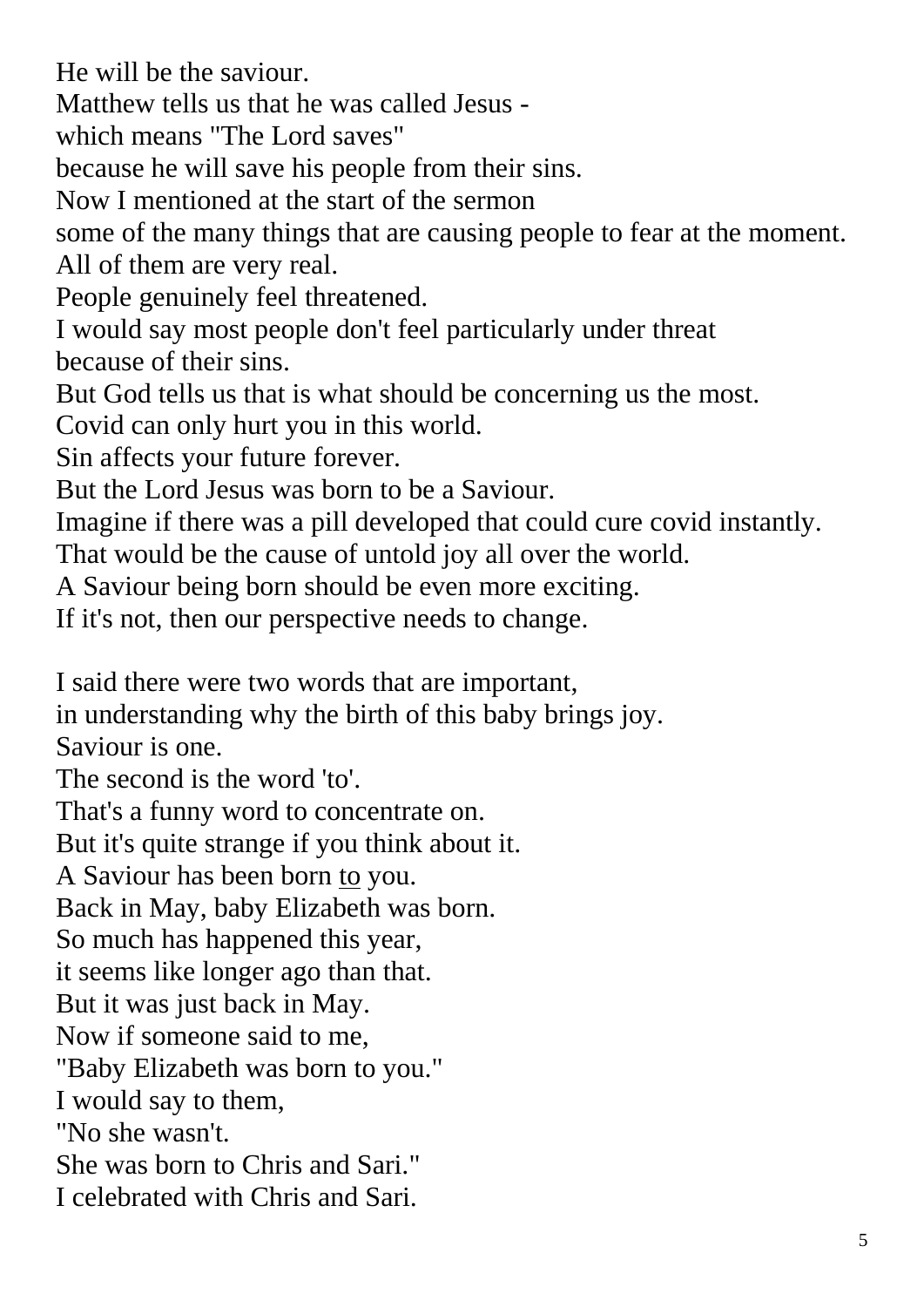He will be the saviour.  
Matthew tells us that he was called Jesus -  
which means "The Lord saves"  
because he will save his people from their sins.  
Now I mentioned at the start of the sermon  
some of the many things that are causing people to fear at the moment.  
All of them are very real.  
People genuinely feel threatened.  
I would say most people don't feel particularly under threat  
because of their sins.  
But God tells us that is what should be concerning us the most.  
Covid can only hurt you in this world.  
Sin affects your future forever.  
But the Lord Jesus was born to be a Saviour.  
Imagine if there was a pill developed that could cure covid instantly.  
That would be the cause of untold joy all over the world.  
A Saviour being born should be even more exciting.  
If it's not, then our perspective needs to change.

I said there were two words that are important,  
in understanding why the birth of this baby brings joy.  
Saviour is one.  
The second is the word 'to'.  
That's a funny word to concentrate on.  
But it's quite strange if you think about it.  
A Saviour has been born <u>to</u> you.  
Back in May, baby Elizabeth was born.  
So much has happened this year,  
it seems like longer ago than that.  
But it was just back in May.  
Now if someone said to me,  
"Baby Elizabeth was born to you."  
I would say to them,  
"No she wasn't.  
She was born to Chris and Sari."  
I celebrated with Chris and Sari.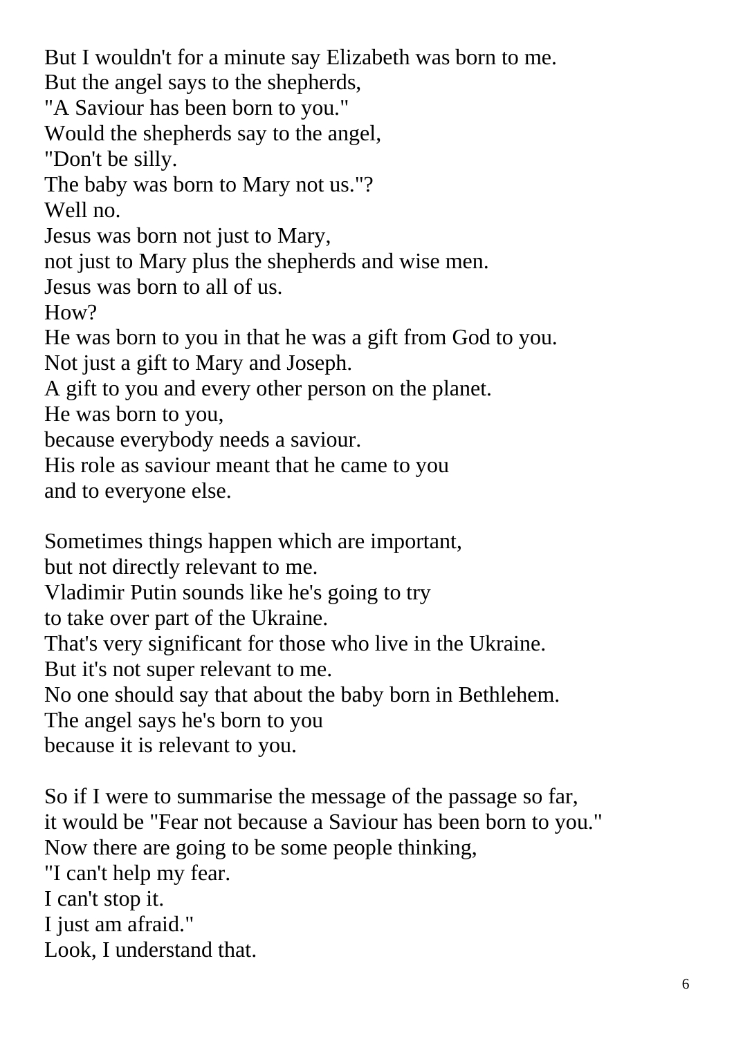But I wouldn't for a minute say Elizabeth was born to me.
But the angel says to the shepherds,
"A Saviour has been born to you."
Would the shepherds say to the angel,
"Don't be silly.
The baby was born to Mary not us."?
Well no.
Jesus was born not just to Mary,
not just to Mary plus the shepherds and wise men.
Jesus was born to all of us.
How?
He was born to you in that he was a gift from God to you.
Not just a gift to Mary and Joseph.
A gift to you and every other person on the planet.
He was born to you,
because everybody needs a saviour.
His role as saviour meant that he came to you
and to everyone else.

Sometimes things happen which are important,
but not directly relevant to me.
Vladimir Putin sounds like he's going to try
to take over part of the Ukraine.
That's very significant for those who live in the Ukraine.
But it's not super relevant to me.
No one should say that about the baby born in Bethlehem.
The angel says he's born to you
because it is relevant to you.

So if I were to summarise the message of the passage so far,
it would be "Fear not because a Saviour has been born to you."
Now there are going to be some people thinking,
"I can't help my fear.
I can't stop it.
I just am afraid."
Look, I understand that.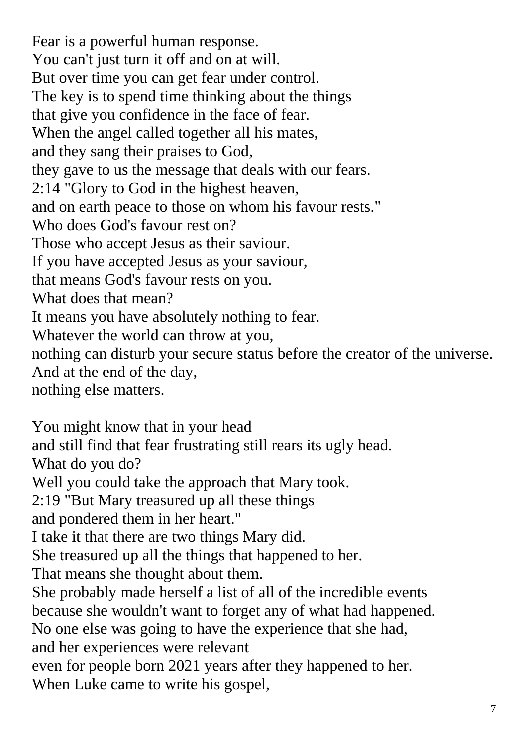Fear is a powerful human response.
You can't just turn it off and on at will.
But over time you can get fear under control.
The key is to spend time thinking about the things
that give you confidence in the face of fear.
When the angel called together all his mates,
and they sang their praises to God,
they gave to us the message that deals with our fears.
2:14 "Glory to God in the highest heaven,
and on earth peace to those on whom his favour rests."
Who does God's favour rest on?
Those who accept Jesus as their saviour.
If you have accepted Jesus as your saviour,
that means God's favour rests on you.
What does that mean?
It means you have absolutely nothing to fear.
Whatever the world can throw at you,
nothing can disturb your secure status before the creator of the universe.
And at the end of the day,
nothing else matters.

You might know that in your head
and still find that fear frustrating still rears its ugly head.
What do you do?
Well you could take the approach that Mary took.
2:19 "But Mary treasured up all these things
and pondered them in her heart."
I take it that there are two things Mary did.
She treasured up all the things that happened to her.
That means she thought about them.
She probably made herself a list of all of the incredible events
because she wouldn't want to forget any of what had happened.
No one else was going to have the experience that she had,
and her experiences were relevant
even for people born 2021 years after they happened to her.
When Luke came to write his gospel,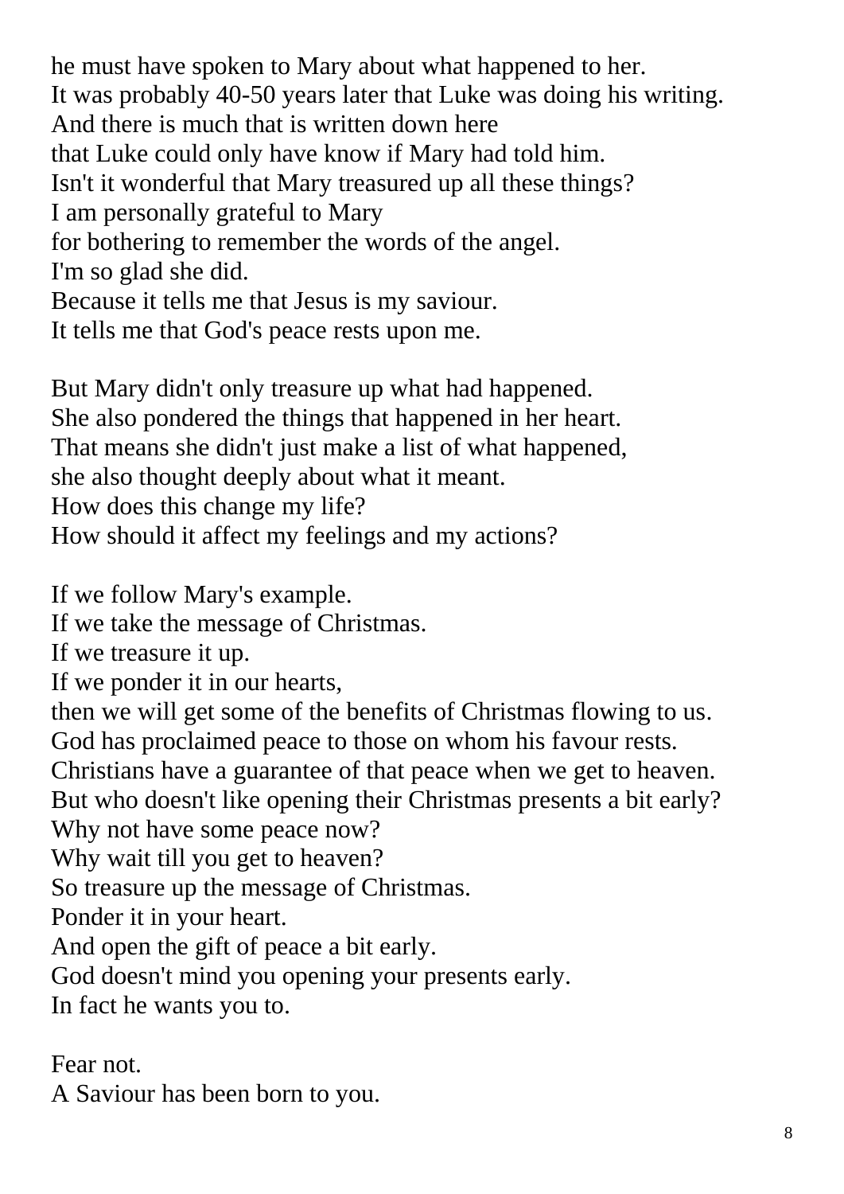he must have spoken to Mary about what happened to her.
It was probably 40-50 years later that Luke was doing his writing.
And there is much that is written down here
that Luke could only have know if Mary had told him.
Isn't it wonderful that Mary treasured up all these things?
I am personally grateful to Mary
for bothering to remember the words of the angel.
I'm so glad she did.
Because it tells me that Jesus is my saviour.
It tells me that God's peace rests upon me.

But Mary didn't only treasure up what had happened.
She also pondered the things that happened in her heart.
That means she didn't just make a list of what happened,
she also thought deeply about what it meant.
How does this change my life?
How should it affect my feelings and my actions?

If we follow Mary's example.
If we take the message of Christmas.
If we treasure it up.
If we ponder it in our hearts,
then we will get some of the benefits of Christmas flowing to us.
God has proclaimed peace to those on whom his favour rests.
Christians have a guarantee of that peace when we get to heaven.
But who doesn't like opening their Christmas presents a bit early?
Why not have some peace now?
Why wait till you get to heaven?
So treasure up the message of Christmas.
Ponder it in your heart.
And open the gift of peace a bit early.
God doesn't mind you opening your presents early.
In fact he wants you to.

Fear not.
A Saviour has been born to you.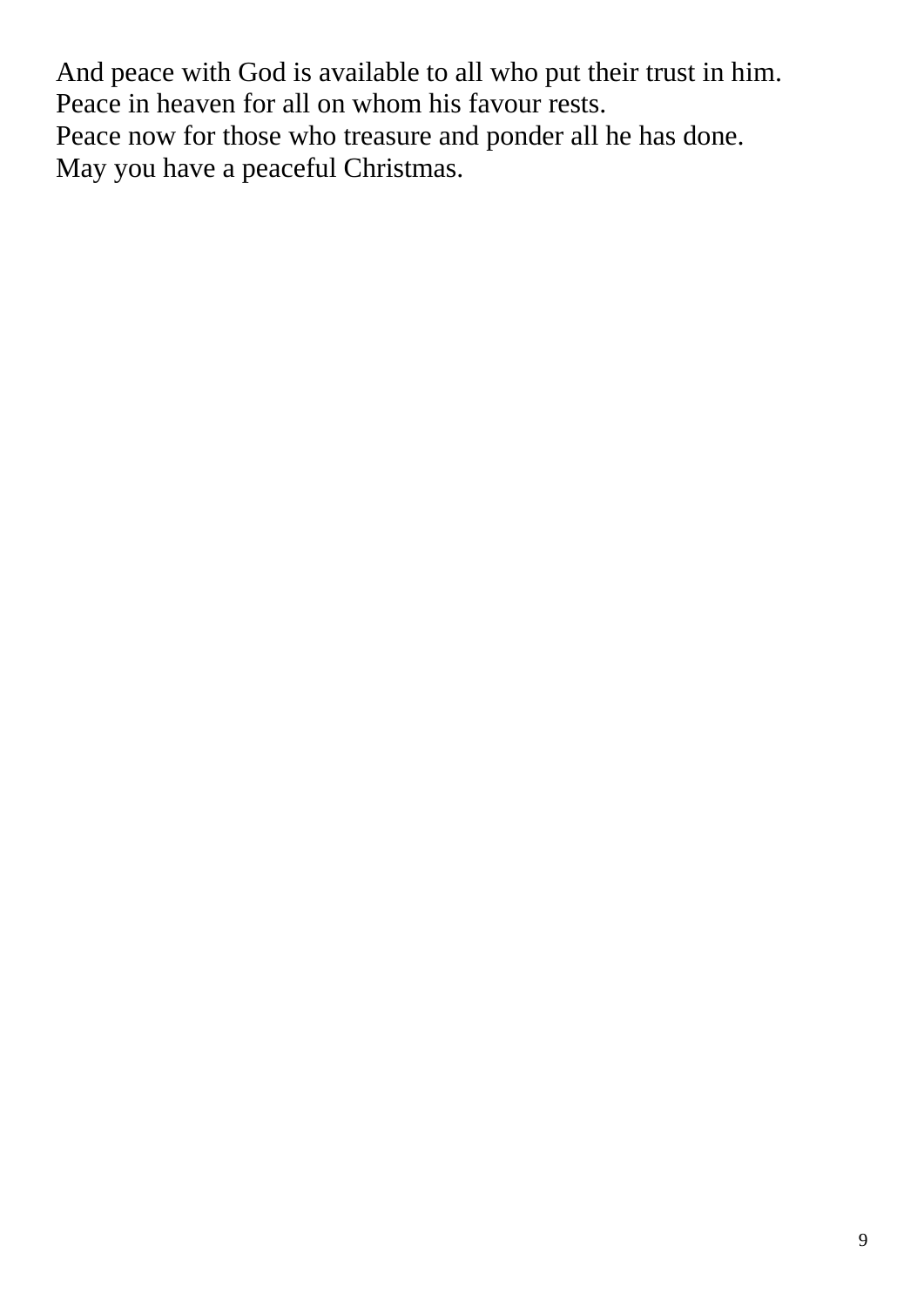And peace with God is available to all who put their trust in him.
Peace in heaven for all on whom his favour rests.
Peace now for those who treasure and ponder all he has done.
May you have a peaceful Christmas.